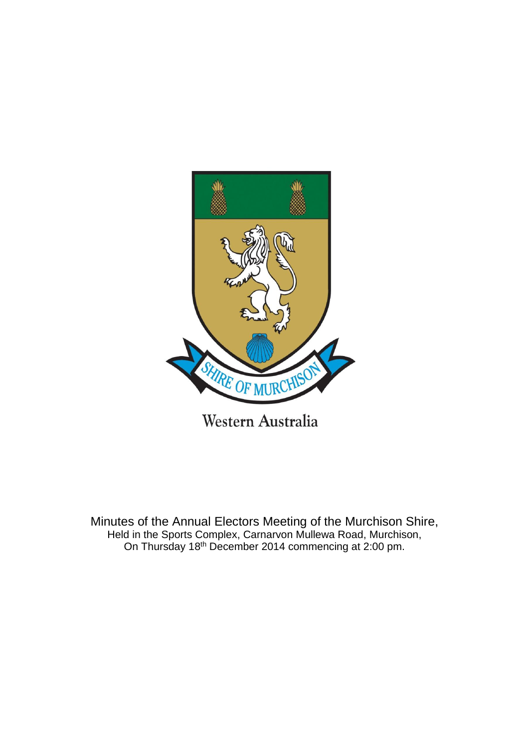SHIRE OF MURCHISON

Western Australia

Minutes of the Annual Electors Meeting of the Murchison Shire,
Held in the Sports Complex, Carnarvon Mullewa Road, Murchison,
On Thursday 18th December 2014 commencing at 2:00 pm.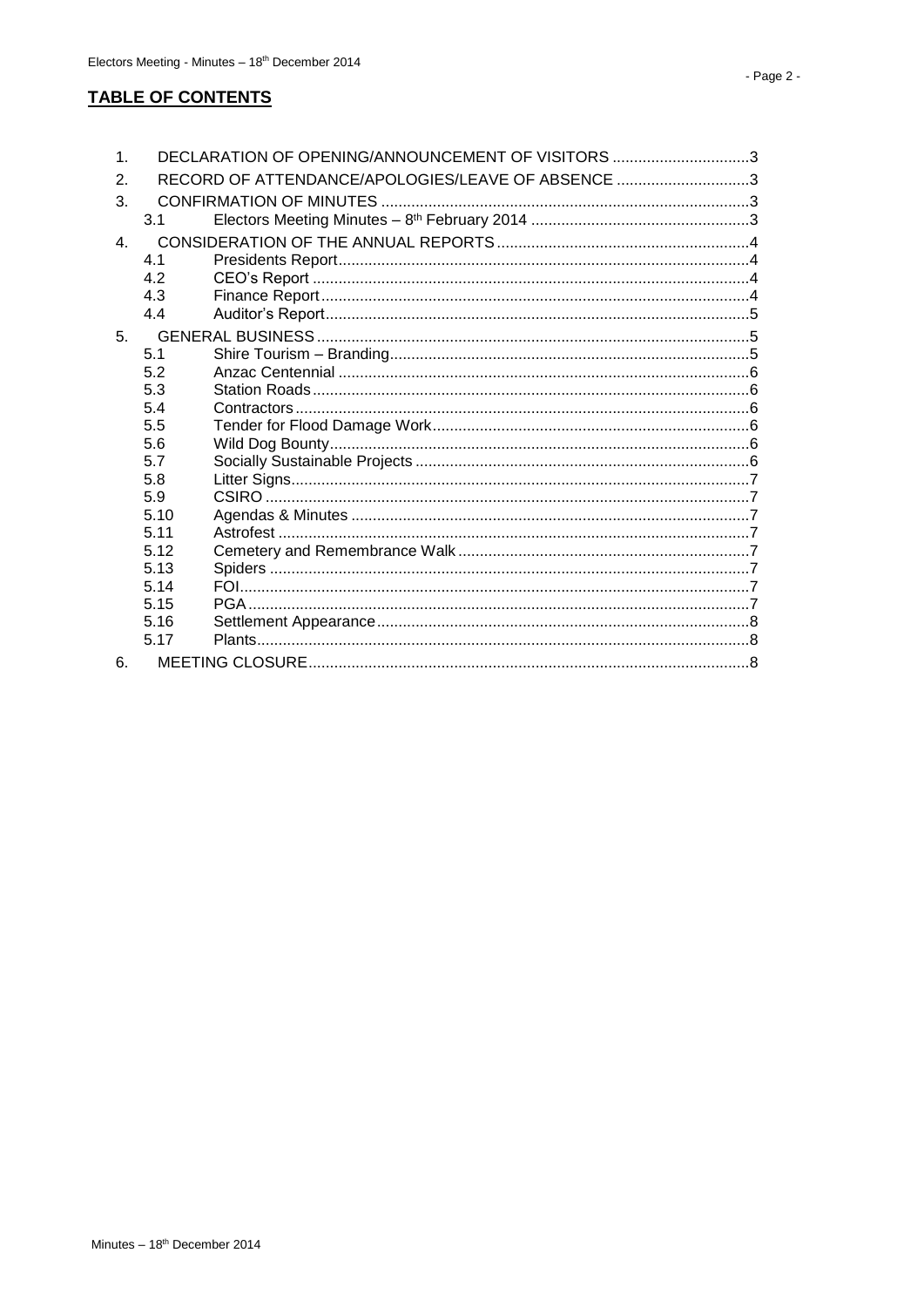## TABLE OF CONTENTS

1. DECLARATION OF OPENING/ANNOUNCEMENT OF VISITORS ................................3
2. RECORD OF ATTENDANCE/APOLOGIES/LEAVE OF ABSENCE ...............................3
3. CONFIRMATION OF MINUTES .....................................................................................3
   - 3.1 Electors Meeting Minutes – 8th February 2014 ..................................................3
4. CONSIDERATION OF THE ANNUAL REPORTS ..........................................................4
   - 4.1 Presidents Report ...............................................................................................4
   - 4.2 CEO's Report .....................................................................................................4
   - 4.3 Finance Report ...................................................................................................4
   - 4.4 Auditor's Report ..................................................................................................5
5. GENERAL BUSINESS ....................................................................................................5
   - 5.1 Shire Tourism – Branding ...................................................................................5
   - 5.2 Anzac Centennial ...............................................................................................6
   - 5.3 Station Roads .....................................................................................................6
   - 5.4 Contractors .........................................................................................................6
   - 5.5 Tender for Flood Damage Work .........................................................................6
   - 5.6 Wild Dog Bounty .................................................................................................6
   - 5.7 Socially Sustainable Projects .............................................................................6
   - 5.8 Litter Signs ..........................................................................................................7
   - 5.9 CSIRO ................................................................................................................7
   - 5.10 Agendas & Minutes ............................................................................................7
   - 5.11 Astrofest .............................................................................................................7
   - 5.12 Cemetery and Remembrance Walk ...................................................................7
   - 5.13 Spiders ...............................................................................................................7
   - 5.14 FOI ......................................................................................................................7
   - 5.15 PGA ....................................................................................................................7
   - 5.16 Settlement Appearance ......................................................................................8
   - 5.17 Plants ..................................................................................................................8
6. MEETING CLOSURE ......................................................................................................8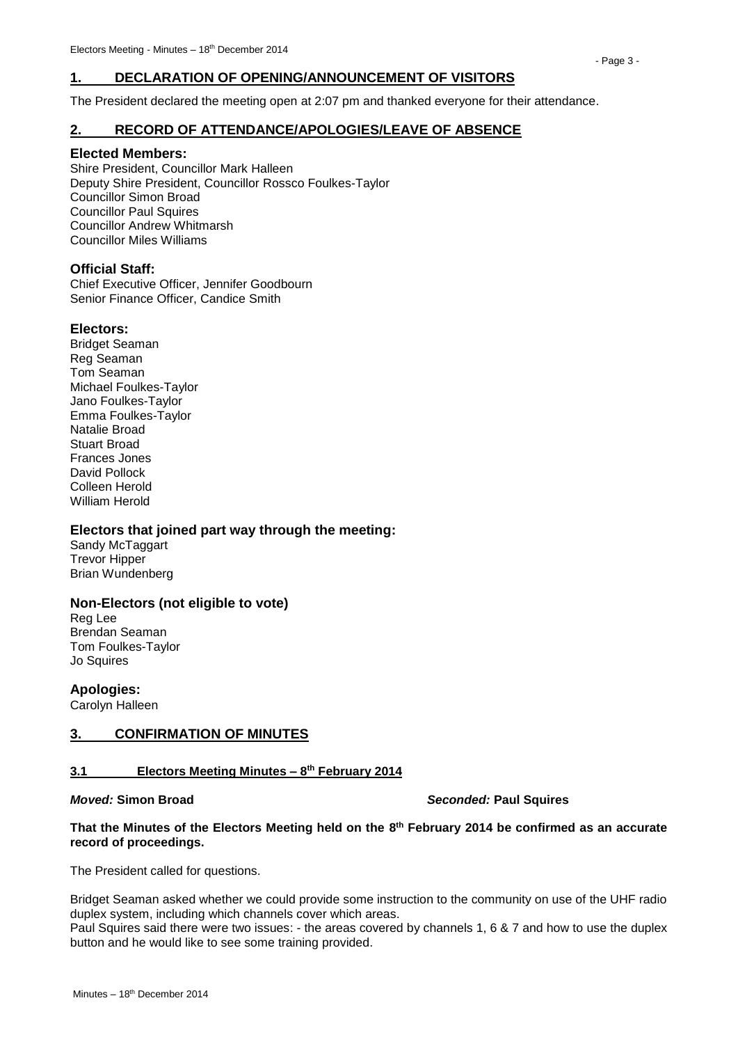## 1. DECLARATION OF OPENING/ANNOUNCEMENT OF VISITORS

The President declared the meeting open at 2:07 pm and thanked everyone for their attendance.

## 2. RECORD OF ATTENDANCE/APOLOGIES/LEAVE OF ABSENCE

### Elected Members:

Shire President, Councillor Mark Halleen
Deputy Shire President, Councillor Rossco Foulkes-Taylor
Councillor Simon Broad
Councillor Paul Squires
Councillor Andrew Whitmarsh
Councillor Miles Williams

### Official Staff:

Chief Executive Officer, Jennifer Goodbourn
Senior Finance Officer, Candice Smith

### Electors:

Bridget Seaman
Reg Seaman
Tom Seaman
Michael Foulkes-Taylor
Jano Foulkes-Taylor
Emma Foulkes-Taylor
Natalie Broad
Stuart Broad
Frances Jones
David Pollock
Colleen Herold
William Herold

### Electors that joined part way through the meeting:

Sandy McTaggart
Trevor Hipper
Brian Wundenberg

### Non-Electors (not eligible to vote)

Reg Lee
Brendan Seaman
Tom Foulkes-Taylor
Jo Squires

### Apologies:

Carolyn Halleen

## 3. CONFIRMATION OF MINUTES

### 3.1 Electors Meeting Minutes – 8th February 2014

***Moved:* Simon Broad** ***Seconded:* Paul Squires**

**That the Minutes of the Electors Meeting held on the 8th February 2014 be confirmed as an accurate record of proceedings.**

The President called for questions.

Bridget Seaman asked whether we could provide some instruction to the community on use of the UHF radio duplex system, including which channels cover which areas.
Paul Squires said there were two issues: - the areas covered by channels 1, 6 & 7 and how to use the duplex button and he would like to see some training provided.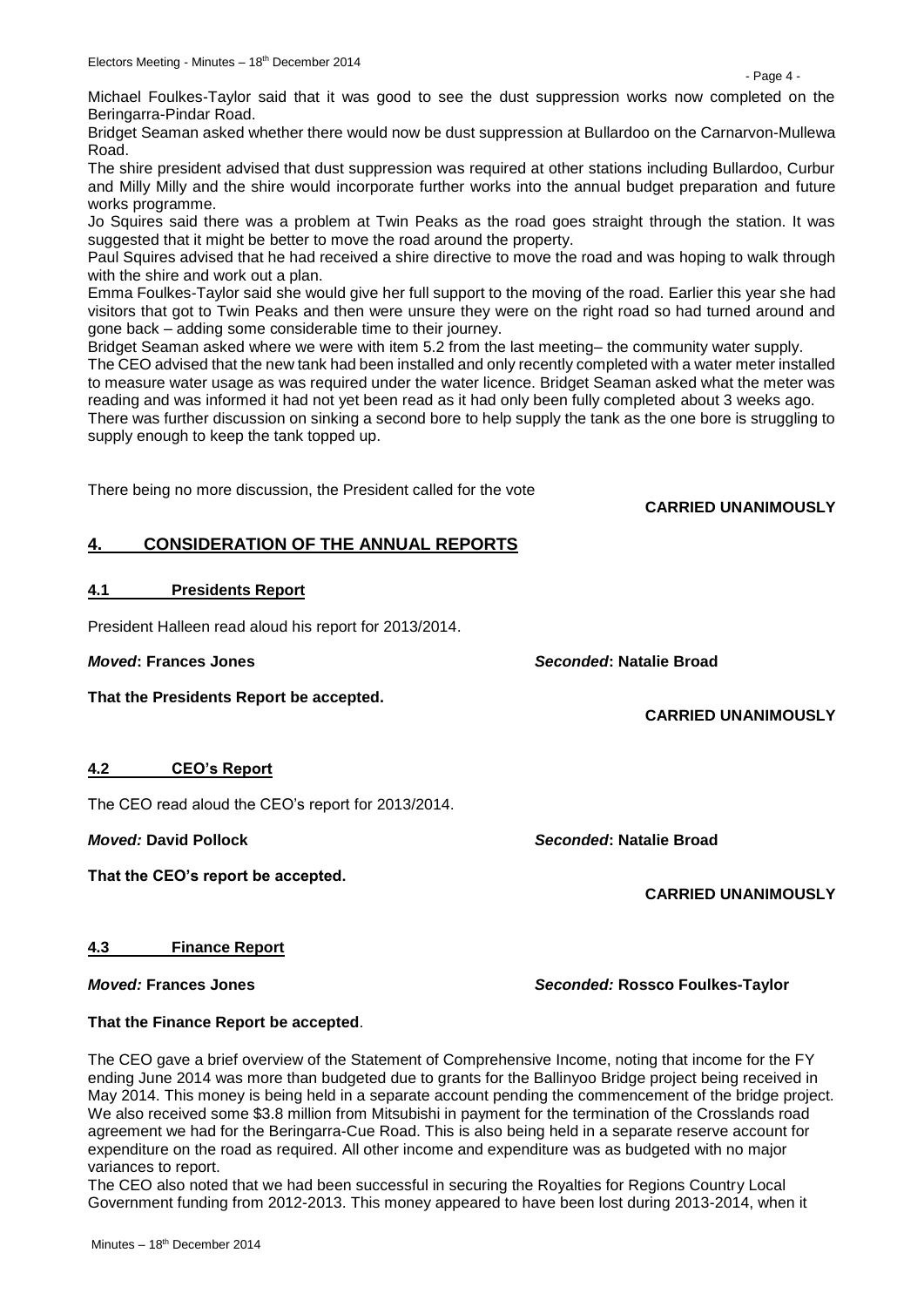Michael Foulkes-Taylor said that it was good to see the dust suppression works now completed on the Beringarra-Pindar Road.

Bridget Seaman asked whether there would now be dust suppression at Bullardoo on the Carnarvon-Mullewa Road.

The shire president advised that dust suppression was required at other stations including Bullardoo, Curbur and Milly Milly and the shire would incorporate further works into the annual budget preparation and future works programme.

Jo Squires said there was a problem at Twin Peaks as the road goes straight through the station. It was suggested that it might be better to move the road around the property.

Paul Squires advised that he had received a shire directive to move the road and was hoping to walk through with the shire and work out a plan.

Emma Foulkes-Taylor said she would give her full support to the moving of the road. Earlier this year she had visitors that got to Twin Peaks and then were unsure they were on the right road so had turned around and gone back – adding some considerable time to their journey.

Bridget Seaman asked where we were with item 5.2 from the last meeting– the community water supply.

The CEO advised that the new tank had been installed and only recently completed with a water meter installed to measure water usage as was required under the water licence. Bridget Seaman asked what the meter was reading and was informed it had not yet been read as it had only been fully completed about 3 weeks ago.

There was further discussion on sinking a second bore to help supply the tank as the one bore is struggling to supply enough to keep the tank topped up.

There being no more discussion, the President called for the vote

**CARRIED UNANIMOUSLY**

## 4. CONSIDERATION OF THE ANNUAL REPORTS

### 4.1 Presidents Report

President Halleen read aloud his report for 2013/2014.

***Moved*: Frances Jones** ***Seconded*: Natalie Broad**

**That the Presidents Report be accepted.**

**CARRIED UNANIMOUSLY**

### 4.2 CEO's Report

The CEO read aloud the CEO's report for 2013/2014.

***Moved:* David Pollock** ***Seconded*: Natalie Broad**

**That the CEO's report be accepted.**

**CARRIED UNANIMOUSLY**

### 4.3 Finance Report

***Moved:* Frances Jones** ***Seconded:* Rossco Foulkes-Taylor**

**That the Finance Report be accepted**.

The CEO gave a brief overview of the Statement of Comprehensive Income, noting that income for the FY ending June 2014 was more than budgeted due to grants for the Ballinyoo Bridge project being received in May 2014. This money is being held in a separate account pending the commencement of the bridge project. We also received some $3.8 million from Mitsubishi in payment for the termination of the Crosslands road agreement we had for the Beringarra-Cue Road. This is also being held in a separate reserve account for expenditure on the road as required. All other income and expenditure was as budgeted with no major variances to report.

The CEO also noted that we had been successful in securing the Royalties for Regions Country Local Government funding from 2012-2013. This money appeared to have been lost during 2013-2014, when it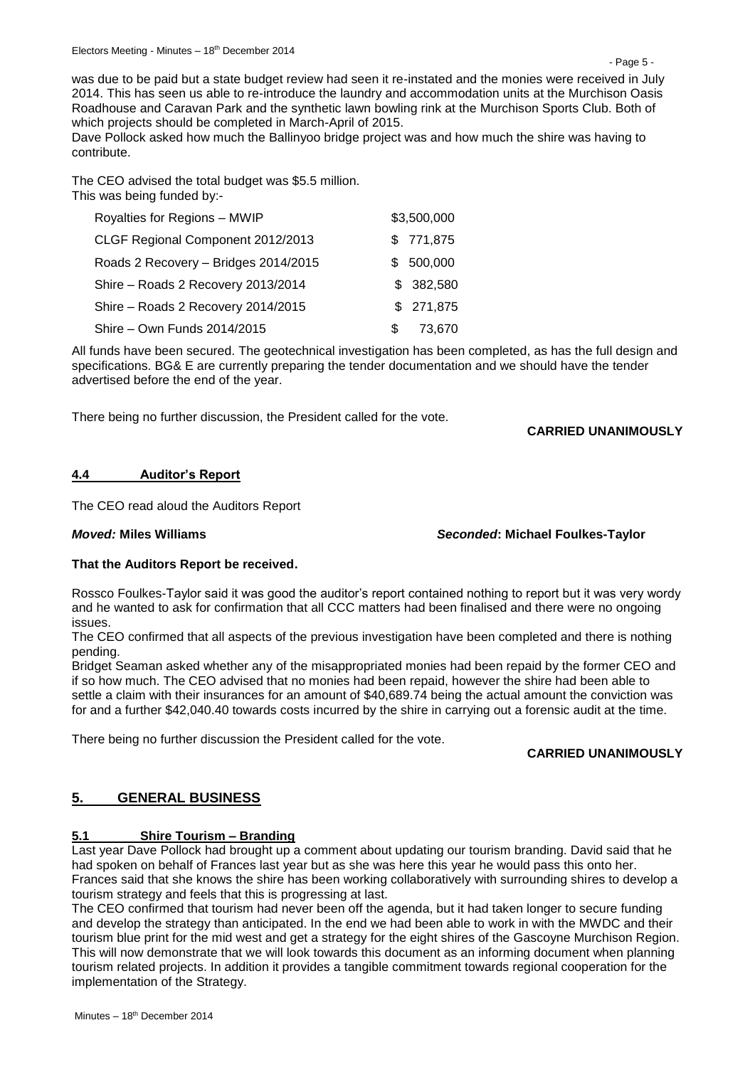was due to be paid but a state budget review had seen it re-instated and the monies were received in July 2014. This has seen us able to re-introduce the laundry and accommodation units at the Murchison Oasis Roadhouse and Caravan Park and the synthetic lawn bowling rink at the Murchison Sports Club. Both of which projects should be completed in March-April of 2015.

Dave Pollock asked how much the Ballinyoo bridge project was and how much the shire was having to contribute.

The CEO advised the total budget was $5.5 million.
This was being funded by:-

| | |
|---|---|
| Royalties for Regions – MWIP | $3,500,000 |
| CLGF Regional Component 2012/2013 | $ 771,875 |
| Roads 2 Recovery – Bridges 2014/2015 | $ 500,000 |
| Shire – Roads 2 Recovery 2013/2014 | $ 382,580 |
| Shire – Roads 2 Recovery 2014/2015 | $ 271,875 |
| Shire – Own Funds 2014/2015 | $ 73,670 |

All funds have been secured. The geotechnical investigation has been completed, as has the full design and specifications. BG& E are currently preparing the tender documentation and we should have the tender advertised before the end of the year.

There being no further discussion, the President called for the vote.

**CARRIED UNANIMOUSLY**

### 4.4 Auditor's Report

The CEO read aloud the Auditors Report

***Moved:* Miles Williams** ***Seconded*: Michael Foulkes-Taylor**

**That the Auditors Report be received.**

Rossco Foulkes-Taylor said it was good the auditor's report contained nothing to report but it was very wordy and he wanted to ask for confirmation that all CCC matters had been finalised and there were no ongoing issues.

The CEO confirmed that all aspects of the previous investigation have been completed and there is nothing pending.

Bridget Seaman asked whether any of the misappropriated monies had been repaid by the former CEO and if so how much. The CEO advised that no monies had been repaid, however the shire had been able to settle a claim with their insurances for an amount of $40,689.74 being the actual amount the conviction was for and a further $42,040.40 towards costs incurred by the shire in carrying out a forensic audit at the time.

There being no further discussion the President called for the vote.

**CARRIED UNANIMOUSLY**

## 5. GENERAL BUSINESS

### 5.1 Shire Tourism – Branding

Last year Dave Pollock had brought up a comment about updating our tourism branding. David said that he had spoken on behalf of Frances last year but as she was here this year he would pass this onto her. Frances said that she knows the shire has been working collaboratively with surrounding shires to develop a tourism strategy and feels that this is progressing at last.

The CEO confirmed that tourism had never been off the agenda, but it had taken longer to secure funding and develop the strategy than anticipated. In the end we had been able to work in with the MWDC and their tourism blue print for the mid west and get a strategy for the eight shires of the Gascoyne Murchison Region. This will now demonstrate that we will look towards this document as an informing document when planning tourism related projects. In addition it provides a tangible commitment towards regional cooperation for the implementation of the Strategy.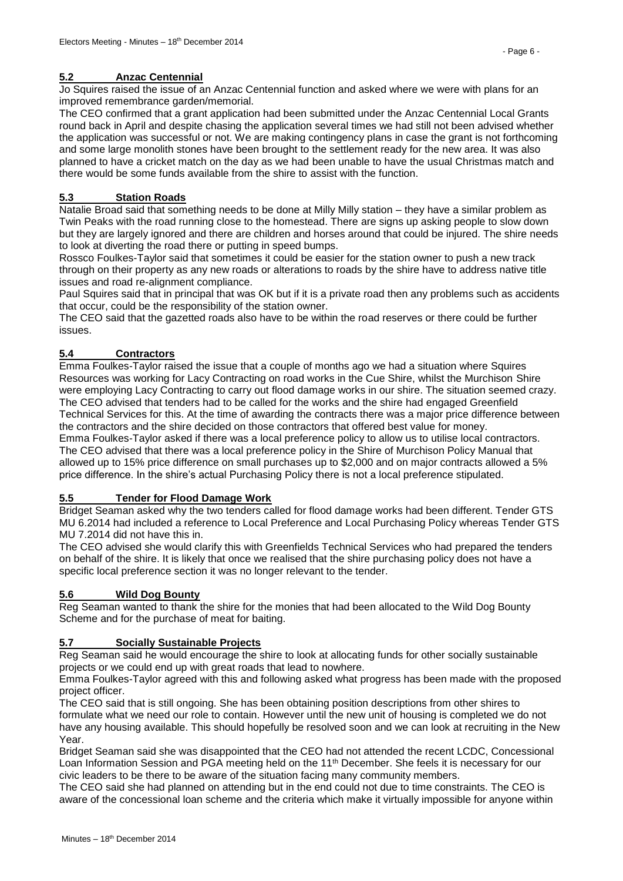## 5.2 Anzac Centennial

Jo Squires raised the issue of an Anzac Centennial function and asked where we were with plans for an improved remembrance garden/memorial.

The CEO confirmed that a grant application had been submitted under the Anzac Centennial Local Grants round back in April and despite chasing the application several times we had still not been advised whether the application was successful or not. We are making contingency plans in case the grant is not forthcoming and some large monolith stones have been brought to the settlement ready for the new area. It was also planned to have a cricket match on the day as we had been unable to have the usual Christmas match and there would be some funds available from the shire to assist with the function.

## 5.3 Station Roads

Natalie Broad said that something needs to be done at Milly Milly station – they have a similar problem as Twin Peaks with the road running close to the homestead. There are signs up asking people to slow down but they are largely ignored and there are children and horses around that could be injured. The shire needs to look at diverting the road there or putting in speed bumps.

Rossco Foulkes-Taylor said that sometimes it could be easier for the station owner to push a new track through on their property as any new roads or alterations to roads by the shire have to address native title issues and road re-alignment compliance.

Paul Squires said that in principal that was OK but if it is a private road then any problems such as accidents that occur, could be the responsibility of the station owner.

The CEO said that the gazetted roads also have to be within the road reserves or there could be further issues.

## 5.4 Contractors

Emma Foulkes-Taylor raised the issue that a couple of months ago we had a situation where Squires Resources was working for Lacy Contracting on road works in the Cue Shire, whilst the Murchison Shire were employing Lacy Contracting to carry out flood damage works in our shire. The situation seemed crazy.

The CEO advised that tenders had to be called for the works and the shire had engaged Greenfield Technical Services for this. At the time of awarding the contracts there was a major price difference between the contractors and the shire decided on those contractors that offered best value for money.

Emma Foulkes-Taylor asked if there was a local preference policy to allow us to utilise local contractors.

The CEO advised that there was a local preference policy in the Shire of Murchison Policy Manual that allowed up to 15% price difference on small purchases up to $2,000 and on major contracts allowed a 5% price difference. In the shire's actual Purchasing Policy there is not a local preference stipulated.

## 5.5 Tender for Flood Damage Work

Bridget Seaman asked why the two tenders called for flood damage works had been different. Tender GTS MU 6.2014 had included a reference to Local Preference and Local Purchasing Policy whereas Tender GTS MU 7.2014 did not have this in.

The CEO advised she would clarify this with Greenfields Technical Services who had prepared the tenders on behalf of the shire. It is likely that once we realised that the shire purchasing policy does not have a specific local preference section it was no longer relevant to the tender.

## 5.6 Wild Dog Bounty

Reg Seaman wanted to thank the shire for the monies that had been allocated to the Wild Dog Bounty Scheme and for the purchase of meat for baiting.

## 5.7 Socially Sustainable Projects

Reg Seaman said he would encourage the shire to look at allocating funds for other socially sustainable projects or we could end up with great roads that lead to nowhere.

Emma Foulkes-Taylor agreed with this and following asked what progress has been made with the proposed project officer.

The CEO said that is still ongoing. She has been obtaining position descriptions from other shires to formulate what we need our role to contain. However until the new unit of housing is completed we do not have any housing available. This should hopefully be resolved soon and we can look at recruiting in the New Year.

Bridget Seaman said she was disappointed that the CEO had not attended the recent LCDC, Concessional Loan Information Session and PGA meeting held on the 11th December. She feels it is necessary for our civic leaders to be there to be aware of the situation facing many community members.

The CEO said she had planned on attending but in the end could not due to time constraints. The CEO is aware of the concessional loan scheme and the criteria which make it virtually impossible for anyone within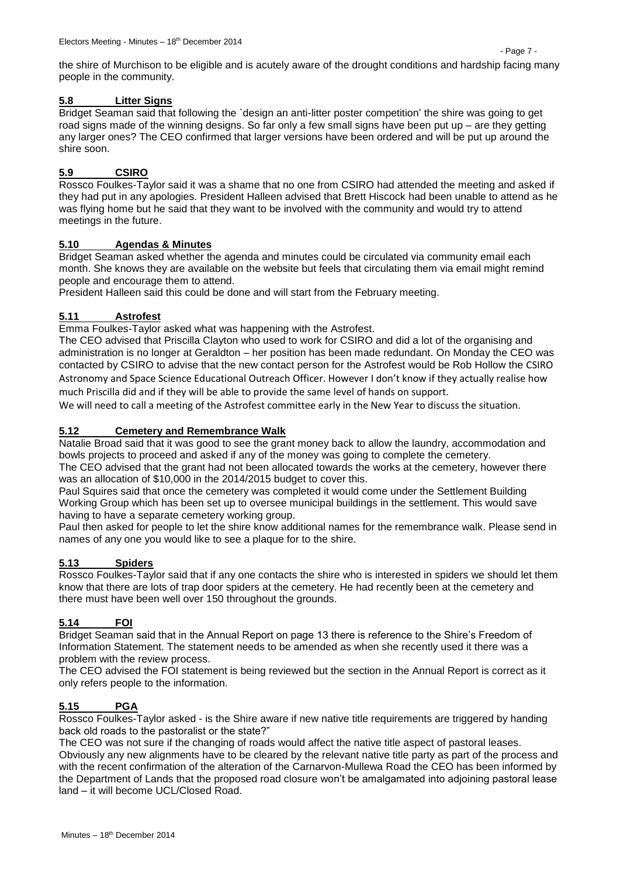the shire of Murchison to be eligible and is acutely aware of the drought conditions and hardship facing many people in the community.

### 5.8 Litter Signs

Bridget Seaman said that following the `design an anti-litter poster competition' the shire was going to get road signs made of the winning designs. So far only a few small signs have been put up – are they getting any larger ones? The CEO confirmed that larger versions have been ordered and will be put up around the shire soon.

### 5.9 CSIRO

Rossco Foulkes-Taylor said it was a shame that no one from CSIRO had attended the meeting and asked if they had put in any apologies. President Halleen advised that Brett Hiscock had been unable to attend as he was flying home but he said that they want to be involved with the community and would try to attend meetings in the future.

### 5.10 Agendas & Minutes

Bridget Seaman asked whether the agenda and minutes could be circulated via community email each month. She knows they are available on the website but feels that circulating them via email might remind people and encourage them to attend.

President Halleen said this could be done and will start from the February meeting.

### 5.11 Astrofest

Emma Foulkes-Taylor asked what was happening with the Astrofest.

The CEO advised that Priscilla Clayton who used to work for CSIRO and did a lot of the organising and administration is no longer at Geraldton – her position has been made redundant. On Monday the CEO was contacted by CSIRO to advise that the new contact person for the Astrofest would be Rob Hollow the CSIRO Astronomy and Space Science Educational Outreach Officer. However I don't know if they actually realise how much Priscilla did and if they will be able to provide the same level of hands on support.

We will need to call a meeting of the Astrofest committee early in the New Year to discuss the situation.

### 5.12 Cemetery and Remembrance Walk

Natalie Broad said that it was good to see the grant money back to allow the laundry, accommodation and bowls projects to proceed and asked if any of the money was going to complete the cemetery.

The CEO advised that the grant had not been allocated towards the works at the cemetery, however there was an allocation of $10,000 in the 2014/2015 budget to cover this.

Paul Squires said that once the cemetery was completed it would come under the Settlement Building Working Group which has been set up to oversee municipal buildings in the settlement. This would save having to have a separate cemetery working group.

Paul then asked for people to let the shire know additional names for the remembrance walk. Please send in names of any one you would like to see a plaque for to the shire.

### 5.13 Spiders

Rossco Foulkes-Taylor said that if any one contacts the shire who is interested in spiders we should let them know that there are lots of trap door spiders at the cemetery. He had recently been at the cemetery and there must have been well over 150 throughout the grounds.

### 5.14 FOI

Bridget Seaman said that in the Annual Report on page 13 there is reference to the Shire's Freedom of Information Statement. The statement needs to be amended as when she recently used it there was a problem with the review process.

The CEO advised the FOI statement is being reviewed but the section in the Annual Report is correct as it only refers people to the information.

### 5.15 PGA

Rossco Foulkes-Taylor asked - is the Shire aware if new native title requirements are triggered by handing back old roads to the pastoralist or the state?"

The CEO was not sure if the changing of roads would affect the native title aspect of pastoral leases. Obviously any new alignments have to be cleared by the relevant native title party as part of the process and with the recent confirmation of the alteration of the Carnarvon-Mullewa Road the CEO has been informed by the Department of Lands that the proposed road closure won't be amalgamated into adjoining pastoral lease land – it will become UCL/Closed Road.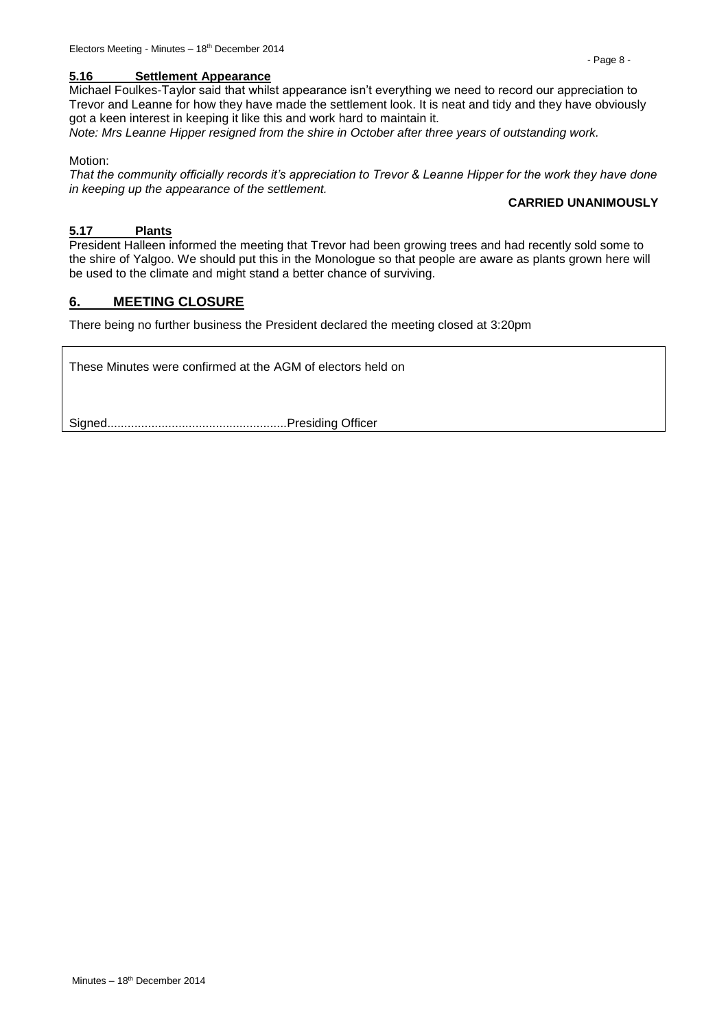### 5.16 Settlement Appearance

Michael Foulkes-Taylor said that whilst appearance isn't everything we need to record our appreciation to Trevor and Leanne for how they have made the settlement look. It is neat and tidy and they have obviously got a keen interest in keeping it like this and work hard to maintain it.

*Note: Mrs Leanne Hipper resigned from the shire in October after three years of outstanding work.*

Motion:

*That the community officially records it's appreciation to Trevor & Leanne Hipper for the work they have done in keeping up the appearance of the settlement.*

**CARRIED UNANIMOUSLY**

### 5.17 Plants

President Halleen informed the meeting that Trevor had been growing trees and had recently sold some to the shire of Yalgoo. We should put this in the Monologue so that people are aware as plants grown here will be used to the climate and might stand a better chance of surviving.

## 6. MEETING CLOSURE

There being no further business the President declared the meeting closed at 3:20pm

These Minutes were confirmed at the AGM of electors held on

Signed.....................................................Presiding Officer